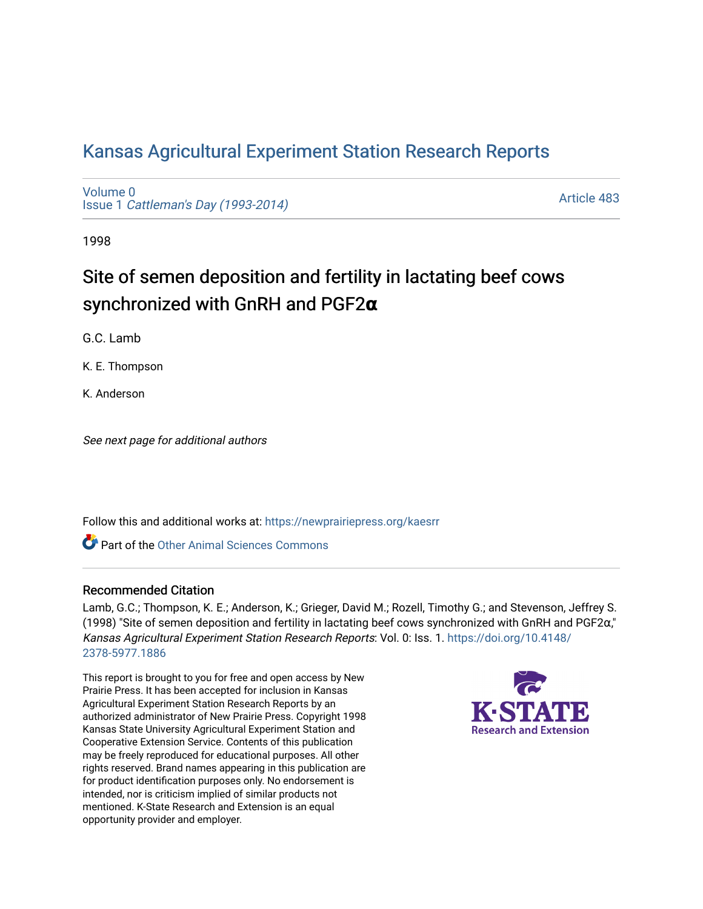# Kansas Agricultural Experiment Station Research Reports

Volume 0
Issue 1 *Cattleman's Day (1993-2014)*

Article 483

1998

## Site of semen deposition and fertility in lactating beef cows synchronized with GnRH and PGF2α

G.C. Lamb

K. E. Thompson

K. Anderson

*See next page for additional authors*

Follow this and additional works at: https://newprairiepress.org/kaesrr

Part of the Other Animal Sciences Commons

### Recommended Citation

Lamb, G.C.; Thompson, K. E.; Anderson, K.; Grieger, David M.; Rozell, Timothy G.; and Stevenson, Jeffrey S. (1998) "Site of semen deposition and fertility in lactating beef cows synchronized with GnRH and PGF2α," *Kansas Agricultural Experiment Station Research Reports*: Vol. 0: Iss. 1. https://doi.org/10.4148/2378-5977.1886

This report is brought to you for free and open access by New Prairie Press. It has been accepted for inclusion in Kansas Agricultural Experiment Station Research Reports by an authorized administrator of New Prairie Press. Copyright 1998 Kansas State University Agricultural Experiment Station and Cooperative Extension Service. Contents of this publication may be freely reproduced for educational purposes. All other rights reserved. Brand names appearing in this publication are for product identification purposes only. No endorsement is intended, nor is criticism implied of similar products not mentioned. K-State Research and Extension is an equal opportunity provider and employer.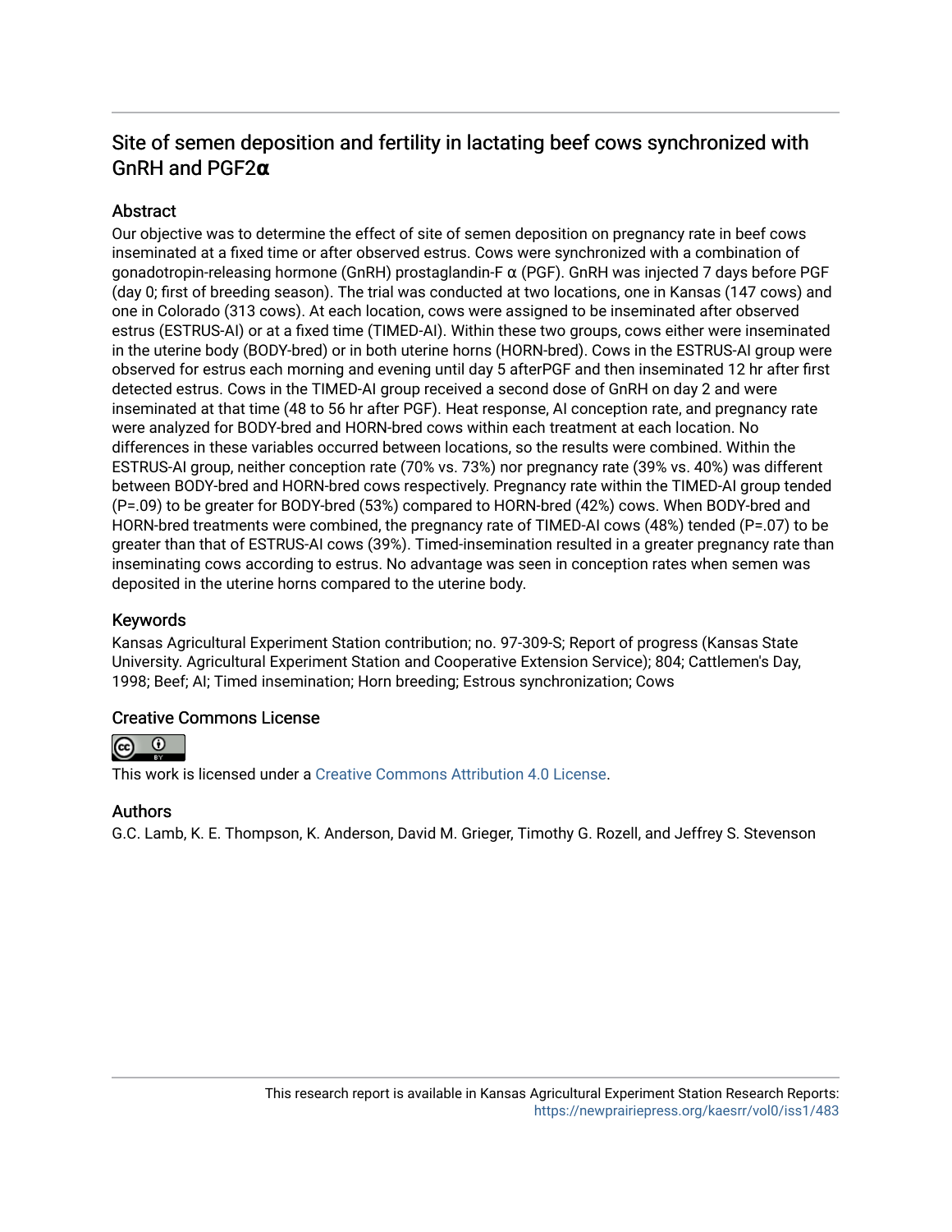# Site of semen deposition and fertility in lactating beef cows synchronized with GnRH and PGF2α

## Abstract

Our objective was to determine the effect of site of semen deposition on pregnancy rate in beef cows inseminated at a fixed time or after observed estrus. Cows were synchronized with a combination of gonadotropin-releasing hormone (GnRH) prostaglandin-F α (PGF). GnRH was injected 7 days before PGF (day 0; first of breeding season). The trial was conducted at two locations, one in Kansas (147 cows) and one in Colorado (313 cows). At each location, cows were assigned to be inseminated after observed estrus (ESTRUS-AI) or at a fixed time (TIMED-AI). Within these two groups, cows either were inseminated in the uterine body (BODY-bred) or in both uterine horns (HORN-bred). Cows in the ESTRUS-AI group were observed for estrus each morning and evening until day 5 afterPGF and then inseminated 12 hr after first detected estrus. Cows in the TIMED-AI group received a second dose of GnRH on day 2 and were inseminated at that time (48 to 56 hr after PGF). Heat response, AI conception rate, and pregnancy rate were analyzed for BODY-bred and HORN-bred cows within each treatment at each location. No differences in these variables occurred between locations, so the results were combined. Within the ESTRUS-AI group, neither conception rate (70% vs. 73%) nor pregnancy rate (39% vs. 40%) was different between BODY-bred and HORN-bred cows respectively. Pregnancy rate within the TIMED-AI group tended (P=.09) to be greater for BODY-bred (53%) compared to HORN-bred (42%) cows. When BODY-bred and HORN-bred treatments were combined, the pregnancy rate of TIMED-AI cows (48%) tended (P=.07) to be greater than that of ESTRUS-AI cows (39%). Timed-insemination resulted in a greater pregnancy rate than inseminating cows according to estrus. No advantage was seen in conception rates when semen was deposited in the uterine horns compared to the uterine body.

## Keywords

Kansas Agricultural Experiment Station contribution; no. 97-309-S; Report of progress (Kansas State University. Agricultural Experiment Station and Cooperative Extension Service); 804; Cattlemen's Day, 1998; Beef; AI; Timed insemination; Horn breeding; Estrous synchronization; Cows

## Creative Commons License

This work is licensed under a Creative Commons Attribution 4.0 License.

## Authors

G.C. Lamb, K. E. Thompson, K. Anderson, David M. Grieger, Timothy G. Rozell, and Jeffrey S. Stevenson

This research report is available in Kansas Agricultural Experiment Station Research Reports: https://newprairiepress.org/kaesrr/vol0/iss1/483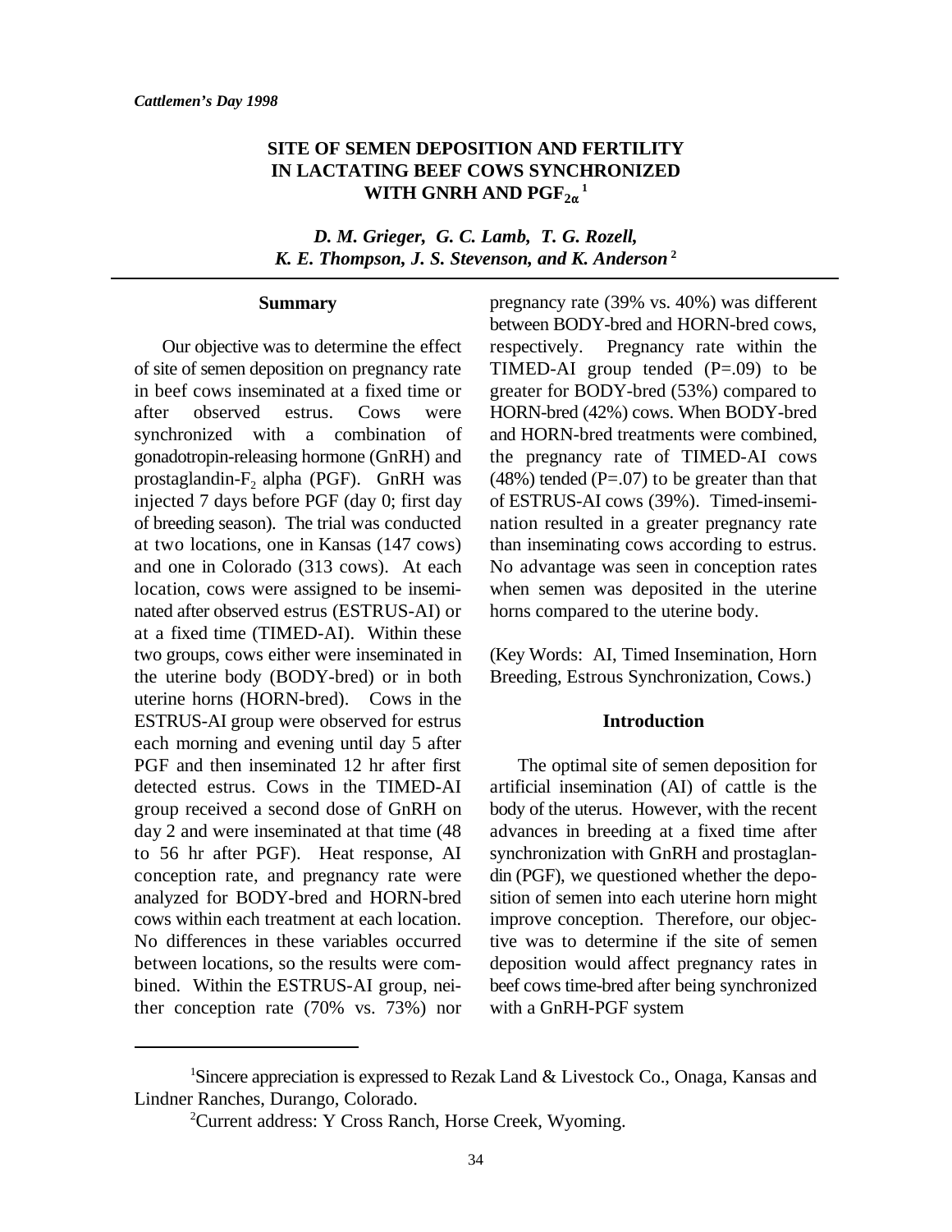# SITE OF SEMEN DEPOSITION AND FERTILITY IN LACTATING BEEF COWS SYNCHRONIZED WITH GNRH AND $PGF_{2\alpha}$ [1]

***D. M. Grieger, G. C. Lamb, T. G. Rozell, K. E. Thompson, J. S. Stevenson, and K. Anderson*** [2]

## Summary

Our objective was to determine the effect of site of semen deposition on pregnancy rate in beef cows inseminated at a fixed time or after observed estrus. Cows were synchronized with a combination of gonadotropin-releasing hormone (GnRH) and prostaglandin-$F_2$ alpha (PGF). GnRH was injected 7 days before PGF (day 0; first day of breeding season). The trial was conducted at two locations, one in Kansas (147 cows) and one in Colorado (313 cows). At each location, cows were assigned to be inseminated after observed estrus (ESTRUS-AI) or at a fixed time (TIMED-AI). Within these two groups, cows either were inseminated in the uterine body (BODY-bred) or in both uterine horns (HORN-bred). Cows in the ESTRUS-AI group were observed for estrus each morning and evening until day 5 after PGF and then inseminated 12 hr after first detected estrus. Cows in the TIMED-AI group received a second dose of GnRH on day 2 and were inseminated at that time (48 to 56 hr after PGF). Heat response, AI conception rate, and pregnancy rate were analyzed for BODY-bred and HORN-bred cows within each treatment at each location. No differences in these variables occurred between locations, so the results were combined. Within the ESTRUS-AI group, neither conception rate (70% vs. 73%) nor pregnancy rate (39% vs. 40%) was different between BODY-bred and HORN-bred cows, respectively. Pregnancy rate within the TIMED-AI group tended (P=.09) to be greater for BODY-bred (53%) compared to HORN-bred (42%) cows. When BODY-bred and HORN-bred treatments were combined, the pregnancy rate of TIMED-AI cows (48%) tended (P=.07) to be greater than that of ESTRUS-AI cows (39%). Timed-insemination resulted in a greater pregnancy rate than inseminating cows according to estrus. No advantage was seen in conception rates when semen was deposited in the uterine horns compared to the uterine body.

(Key Words: AI, Timed Insemination, Horn Breeding, Estrous Synchronization, Cows.)

## Introduction

The optimal site of semen deposition for artificial insemination (AI) of cattle is the body of the uterus. However, with the recent advances in breeding at a fixed time after synchronization with GnRH and prostaglandin (PGF), we questioned whether the deposition of semen into each uterine horn might improve conception. Therefore, our objective was to determine if the site of semen deposition would affect pregnancy rates in beef cows time-bred after being synchronized with a GnRH-PGF system

---

[1] Sincere appreciation is expressed to Rezak Land & Livestock Co., Onaga, Kansas and Lindner Ranches, Durango, Colorado.

[2] Current address: Y Cross Ranch, Horse Creek, Wyoming.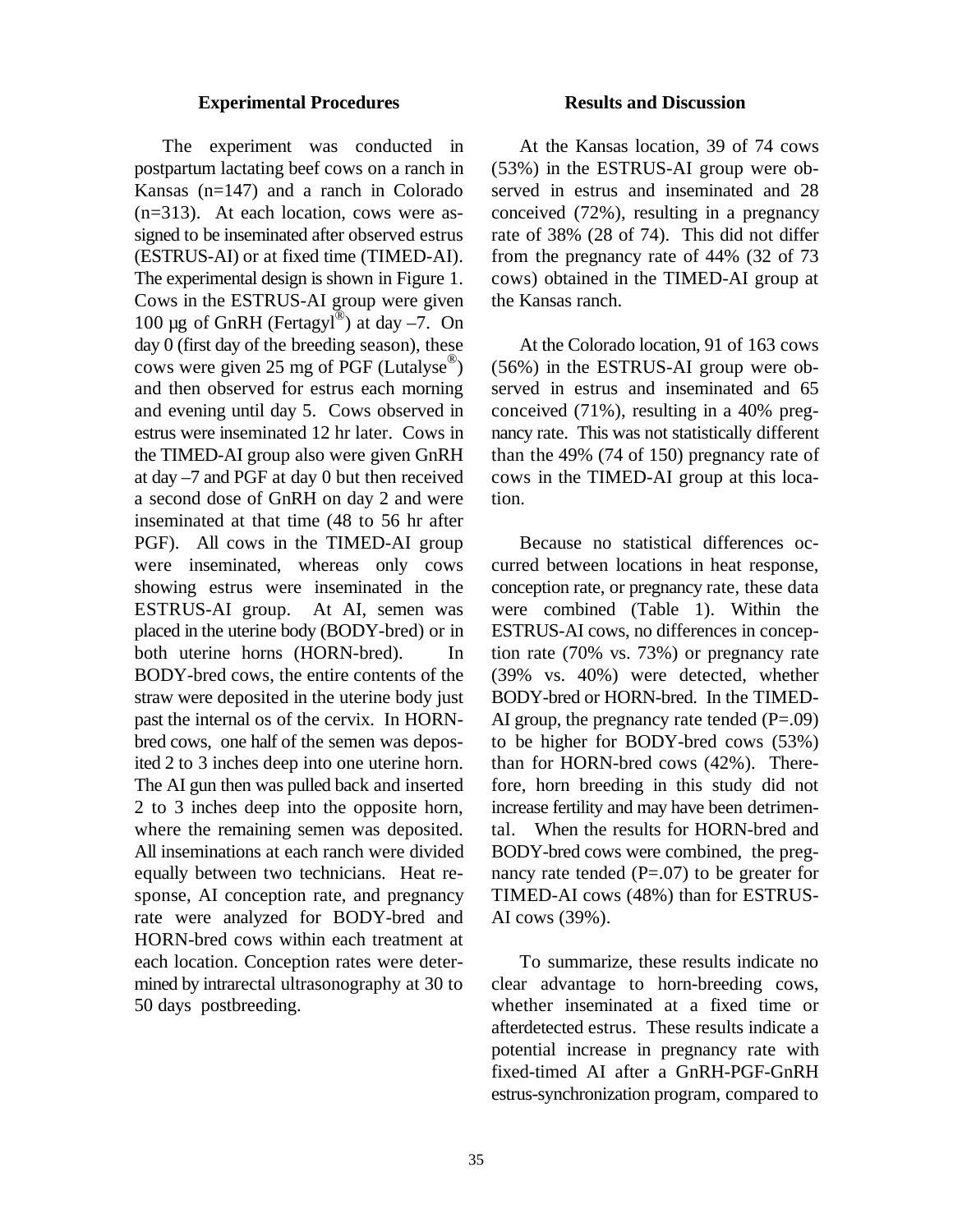### Experimental Procedures

The experiment was conducted in postpartum lactating beef cows on a ranch in Kansas (n=147) and a ranch in Colorado (n=313). At each location, cows were assigned to be inseminated after observed estrus (ESTRUS-AI) or at fixed time (TIMED-AI). The experimental design is shown in Figure 1. Cows in the ESTRUS-AI group were given 100 µg of GnRH (Fertagyl®) at day –7. On day 0 (first day of the breeding season), these cows were given 25 mg of PGF (Lutalyse®) and then observed for estrus each morning and evening until day 5. Cows observed in estrus were inseminated 12 hr later. Cows in the TIMED-AI group also were given GnRH at day –7 and PGF at day 0 but then received a second dose of GnRH on day 2 and were inseminated at that time (48 to 56 hr after PGF). All cows in the TIMED-AI group were inseminated, whereas only cows showing estrus were inseminated in the ESTRUS-AI group. At AI, semen was placed in the uterine body (BODY-bred) or in both uterine horns (HORN-bred). In BODY-bred cows, the entire contents of the straw were deposited in the uterine body just past the internal os of the cervix. In HORN-bred cows, one half of the semen was deposited 2 to 3 inches deep into one uterine horn. The AI gun then was pulled back and inserted 2 to 3 inches deep into the opposite horn, where the remaining semen was deposited. All inseminations at each ranch were divided equally between two technicians. Heat response, AI conception rate, and pregnancy rate were analyzed for BODY-bred and HORN-bred cows within each treatment at each location. Conception rates were determined by intrarectal ultrasonography at 30 to 50 days postbreeding.

### Results and Discussion

At the Kansas location, 39 of 74 cows (53%) in the ESTRUS-AI group were observed in estrus and inseminated and 28 conceived (72%), resulting in a pregnancy rate of 38% (28 of 74). This did not differ from the pregnancy rate of 44% (32 of 73 cows) obtained in the TIMED-AI group at the Kansas ranch.

At the Colorado location, 91 of 163 cows (56%) in the ESTRUS-AI group were observed in estrus and inseminated and 65 conceived (71%), resulting in a 40% pregnancy rate. This was not statistically different than the 49% (74 of 150) pregnancy rate of cows in the TIMED-AI group at this location.

Because no statistical differences occurred between locations in heat response, conception rate, or pregnancy rate, these data were combined (Table 1). Within the ESTRUS-AI cows, no differences in conception rate (70% vs. 73%) or pregnancy rate (39% vs. 40%) were detected, whether BODY-bred or HORN-bred. In the TIMED-AI group, the pregnancy rate tended (P=.09) to be higher for BODY-bred cows (53%) than for HORN-bred cows (42%). Therefore, horn breeding in this study did not increase fertility and may have been detrimental. When the results for HORN-bred and BODY-bred cows were combined, the pregnancy rate tended (P=.07) to be greater for TIMED-AI cows (48%) than for ESTRUS-AI cows (39%).

To summarize, these results indicate no clear advantage to horn-breeding cows, whether inseminated at a fixed time or afterdetected estrus. These results indicate a potential increase in pregnancy rate with fixed-timed AI after a GnRH-PGF-GnRH estrus-synchronization program, compared to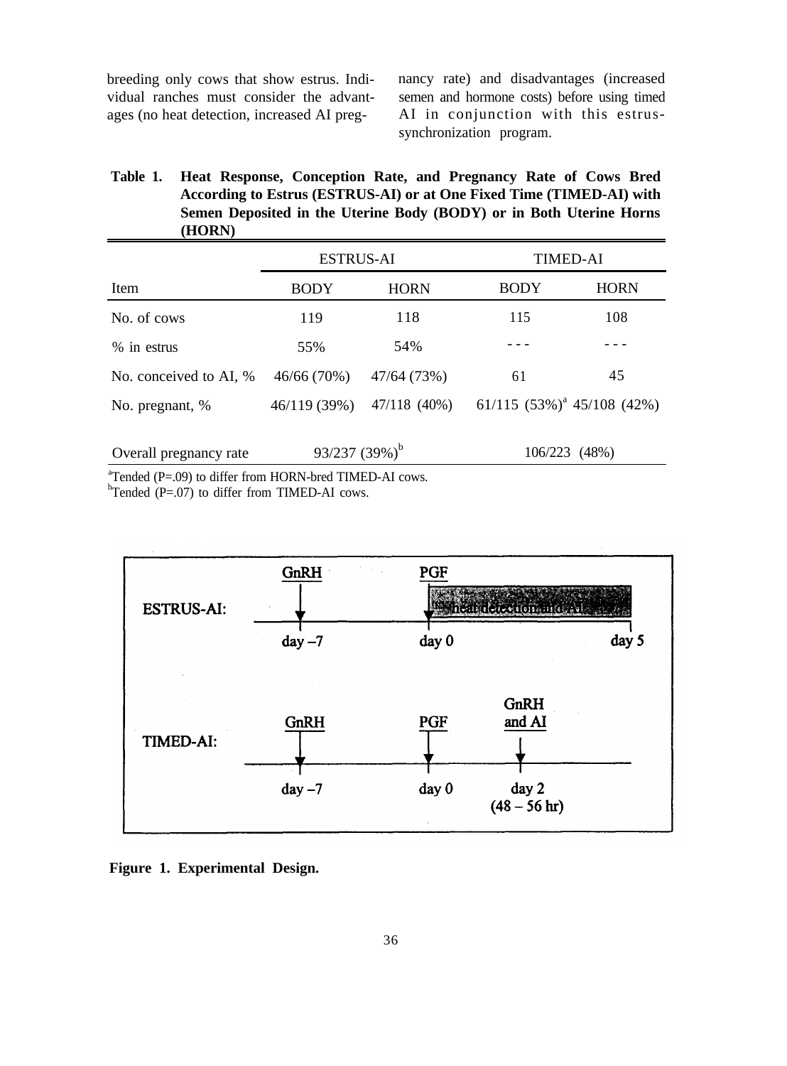breeding only cows that show estrus. Individual ranches must consider the advantages (no heat detection, increased AI pregnancy rate) and disadvantages (increased semen and hormone costs) before using timed AI in conjunction with this estrus-synchronization program.

**Table 1. Heat Response, Conception Rate, and Pregnancy Rate of Cows Bred According to Estrus (ESTRUS-AI) or at One Fixed Time (TIMED-AI) with Semen Deposited in the Uterine Body (BODY) or in Both Uterine Horns (HORN)**

| | ESTRUS-AI | | TIMED-AI | |
|---|---|---|---|---|
| Item | BODY | HORN | BODY | HORN |
| No. of cows | 119 | 118 | 115 | 108 |
| % in estrus | 55% | 54% | - - - | - - - |
| No. conceived to AI, % | 46/66 (70%) | 47/64 (73%) | 61 | 45 |
| No. pregnant, % | 46/119 (39%) | 47/118 (40%) | 61/115 (53%)[a] | 45/108 (42%) |
| Overall pregnancy rate | 93/237 (39%)[b] | | 106/223 (48%) | |

[a]Tended (P=.09) to differ from HORN-bred TIMED-AI cows.
[b]Tended (P=.07) to differ from TIMED-AI cows.

ESTRUS-AI:
GnRH
PGF
heat detection and AI
day −7
day 0
day 5

TIMED-AI:
GnRH
PGF
GnRH and AI
day −7
day 0
day 2 (48 – 56 hr)

**Figure 1. Experimental Design.**